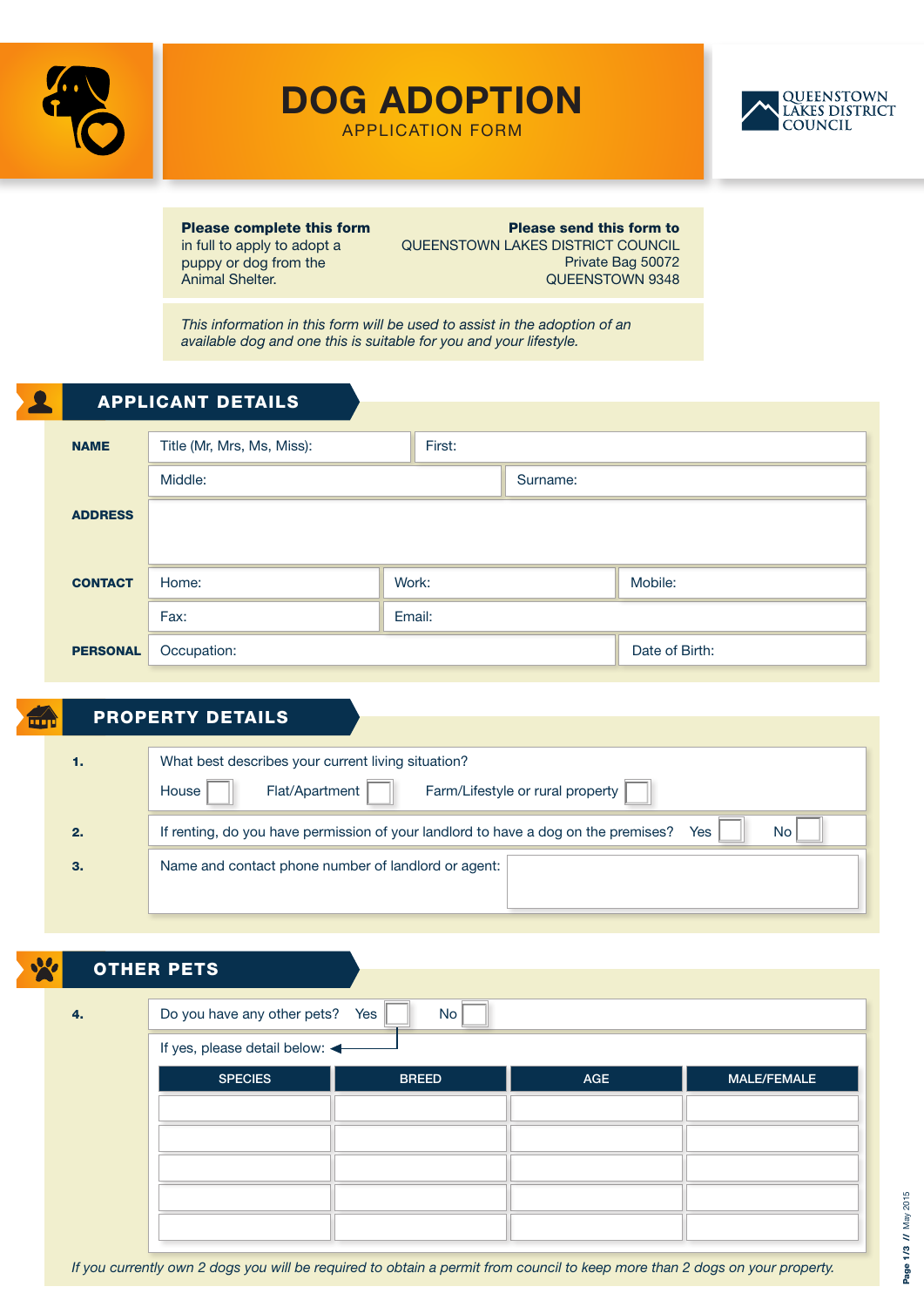# DOG ADOPTION

APPLICATION FORM

QUEENSTOWN LAKES DISTRICT COUNCIL

**Please complete this form** in full to apply to adopt a puppy or dog from the Animal Shelter.

**Please send this form to**
QUEENSTOWN LAKES DISTRICT COUNCIL
Private Bag 50072
QUEENSTOWN 9348

*This information in this form will be used to assist in the adoption of an available dog and one this is suitable for you and your lifestyle.*

## APPLICANT DETAILS

**NAME**

Title (Mr, Mrs, Ms, Miss): | First:

Middle: | Surname:

**ADDRESS**

**CONTACT**

Home: | Work: | Mobile:

Fax: | Email:

**PERSONAL**

Occupation: | Date of Birth:

## PROPERTY DETAILS

**1.** What best describes your current living situation?

House ☐ Flat/Apartment ☐ Farm/Lifestyle or rural property ☐

**2.** If renting, do you have permission of your landlord to have a dog on the premises? Yes ☐ No ☐

**3.** Name and contact phone number of landlord or agent:

## OTHER PETS

**4.** Do you have any other pets? Yes ☐ No ☐

If yes, please detail below:

| SPECIES | BREED | AGE | MALE/FEMALE |
|---|---|---|---|
| | | | |
| | | | |
| | | | |
| | | | |
| | | | |

*If you currently own 2 dogs you will be required to obtain a permit from council to keep more than 2 dogs on your property.*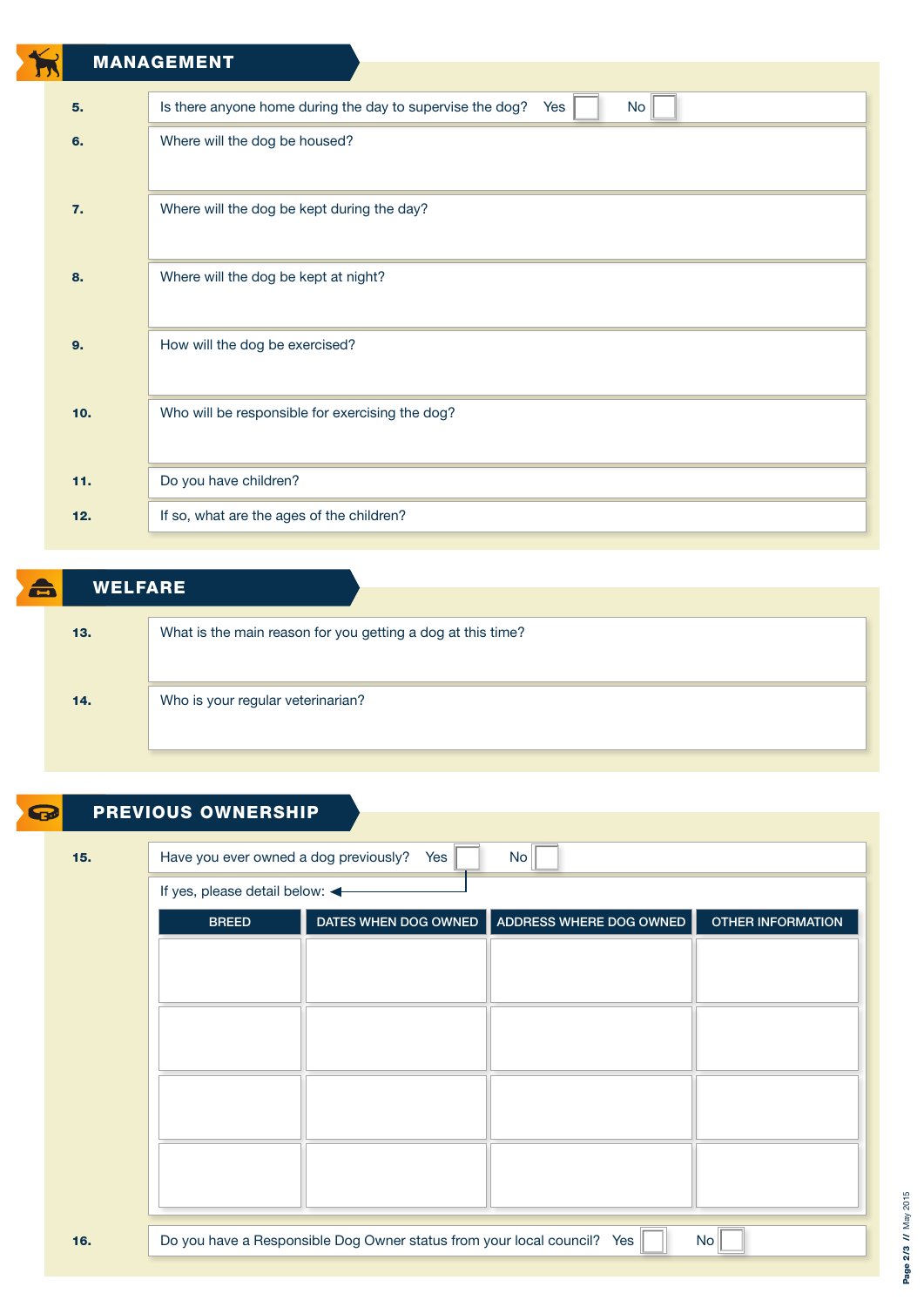## MANAGEMENT

5. Is there anyone home during the day to supervise the dog? Yes ☐ No ☐

6. Where will the dog be housed?

7. Where will the dog be kept during the day?

8. Where will the dog be kept at night?

9. How will the dog be exercised?

10. Who will be responsible for exercising the dog?

11. Do you have children?

12. If so, what are the ages of the children?

## WELFARE

13. What is the main reason for you getting a dog at this time?

14. Who is your regular veterinarian?

## PREVIOUS OWNERSHIP

15. Have you ever owned a dog previously? Yes ☐ No ☐

If yes, please detail below:

| BREED | DATES WHEN DOG OWNED | ADDRESS WHERE DOG OWNED | OTHER INFORMATION |
|---|---|---|---|
| | | | |
| | | | |
| | | | |
| | | | |

16. Do you have a Responsible Dog Owner status from your local council? Yes ☐ No ☐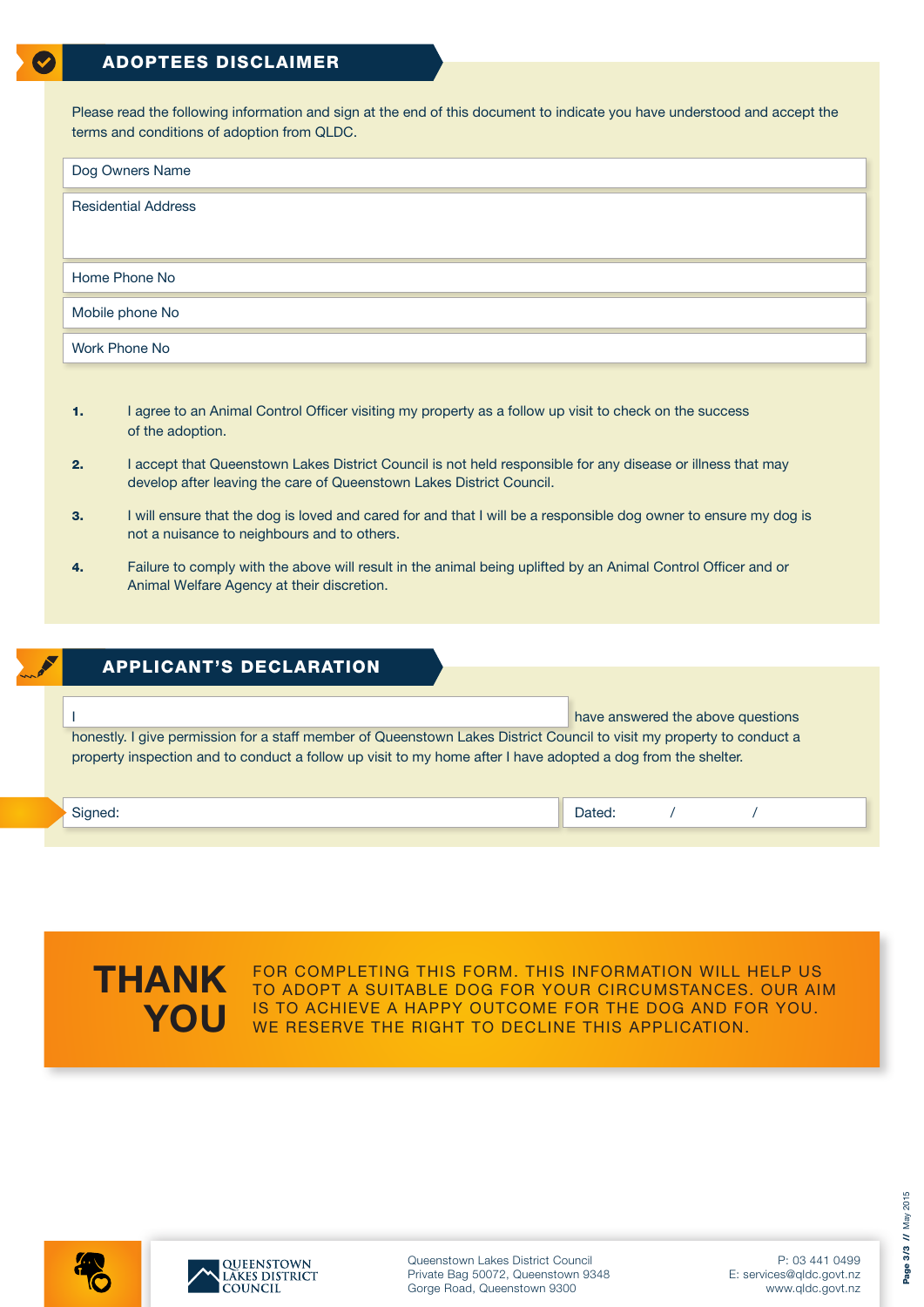## ADOPTEES DISCLAIMER

Please read the following information and sign at the end of this document to indicate you have understood and accept the terms and conditions of adoption from QLDC.

| | |
|---|---|
| Dog Owners Name | |
| Residential Address | |
| Home Phone No | |
| Mobile phone No | |
| Work Phone No | |

**1.** I agree to an Animal Control Officer visiting my property as a follow up visit to check on the success of the adoption.

**2.** I accept that Queenstown Lakes District Council is not held responsible for any disease or illness that may develop after leaving the care of Queenstown Lakes District Council.

**3.** I will ensure that the dog is loved and cared for and that I will be a responsible dog owner to ensure my dog is not a nuisance to neighbours and to others.

**4.** Failure to comply with the above will result in the animal being uplifted by an Animal Control Officer and or Animal Welfare Agency at their discretion.

## APPLICANT'S DECLARATION

I ______________________ have answered the above questions honestly. I give permission for a staff member of Queenstown Lakes District Council to visit my property to conduct a property inspection and to conduct a follow up visit to my home after I have adopted a dog from the shelter.

| | |
|---|---|
| Signed: | Dated: / / |

**THANK YOU** FOR COMPLETING THIS FORM. THIS INFORMATION WILL HELP US TO ADOPT A SUITABLE DOG FOR YOUR CIRCUMSTANCES. OUR AIM IS TO ACHIEVE A HAPPY OUTCOME FOR THE DOG AND FOR YOU. WE RESERVE THE RIGHT TO DECLINE THIS APPLICATION.

QUEENSTOWN LAKES DISTRICT COUNCIL

Queenstown Lakes District Council
Private Bag 50072, Queenstown 9348
Gorge Road, Queenstown 9300

P: 03 441 0499
E: services@qldc.govt.nz
www.qldc.govt.nz